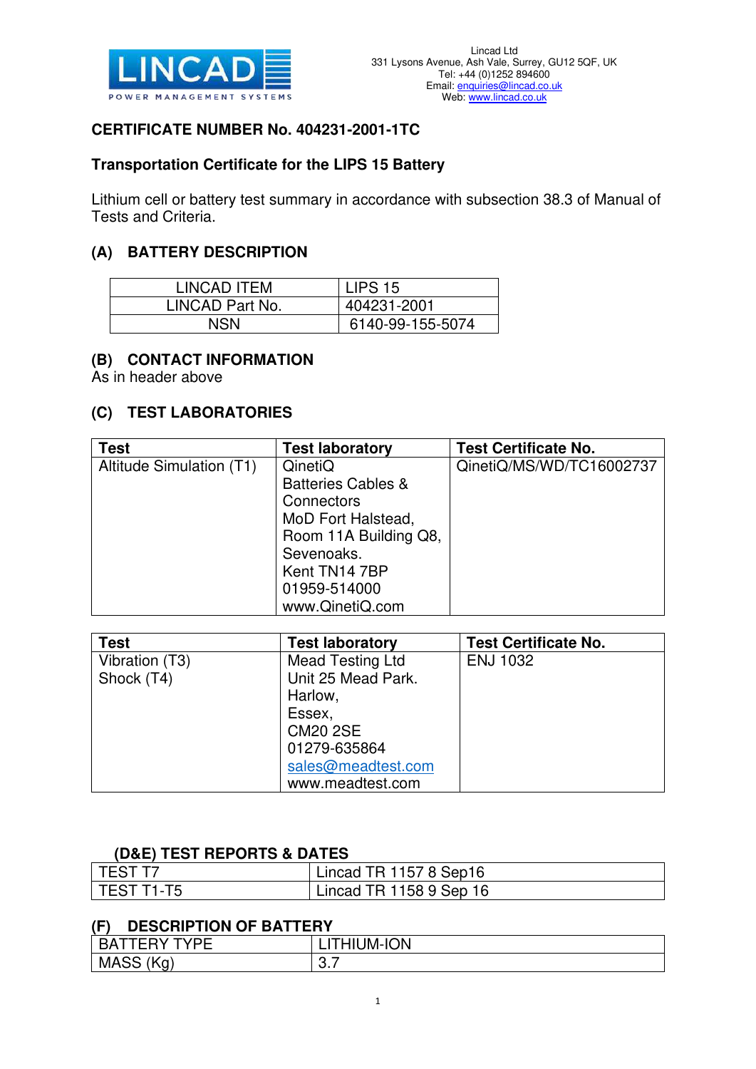Lincad Ltd
331 Lysons Avenue, Ash Vale, Surrey, GU12 5QF, UK
Tel: +44 (0)1252 894600
Email: enquiries@lincad.co.uk
Web: www.lincad.co.uk

## CERTIFICATE NUMBER No. 404231-2001-1TC

### Transportation Certificate for the LIPS 15 Battery

Lithium cell or battery test summary in accordance with subsection 38.3 of Manual of Tests and Criteria.

### (A) BATTERY DESCRIPTION

| LINCAD ITEM | LIPS 15 |
|---|---|
| LINCAD Part No. | 404231-2001 |
| NSN | 6140-99-155-5074 |

### (B) CONTACT INFORMATION

As in header above

### (C) TEST LABORATORIES

| Test | Test laboratory | Test Certificate No. |
|---|---|---|
| Altitude Simulation (T1) | QinetiQ<br>Batteries Cables & Connectors<br>MoD Fort Halstead,<br>Room 11A Building Q8,<br>Sevenoaks.<br>Kent TN14 7BP<br>01959-514000<br>www.QinetiQ.com | QinetiQ/MS/WD/TC16002737 |

| Test | Test laboratory | Test Certificate No. |
|---|---|---|
| Vibration (T3)<br>Shock (T4) | Mead Testing Ltd<br>Unit 25 Mead Park.<br>Harlow,<br>Essex,<br>CM20 2SE<br>01279-635864<br>sales@meadtest.com<br>www.meadtest.com | ENJ 1032 |

### (D&E) TEST REPORTS & DATES

| TEST T7 | Lincad TR 1157 8 Sep16 |
|---|---|
| TEST T1-T5 | Lincad TR 1158 9 Sep 16 |

### (F) DESCRIPTION OF BATTERY

| BATTERY TYPE | LITHIUM-ION |
|---|---|
| MASS (Kg) | 3.7 |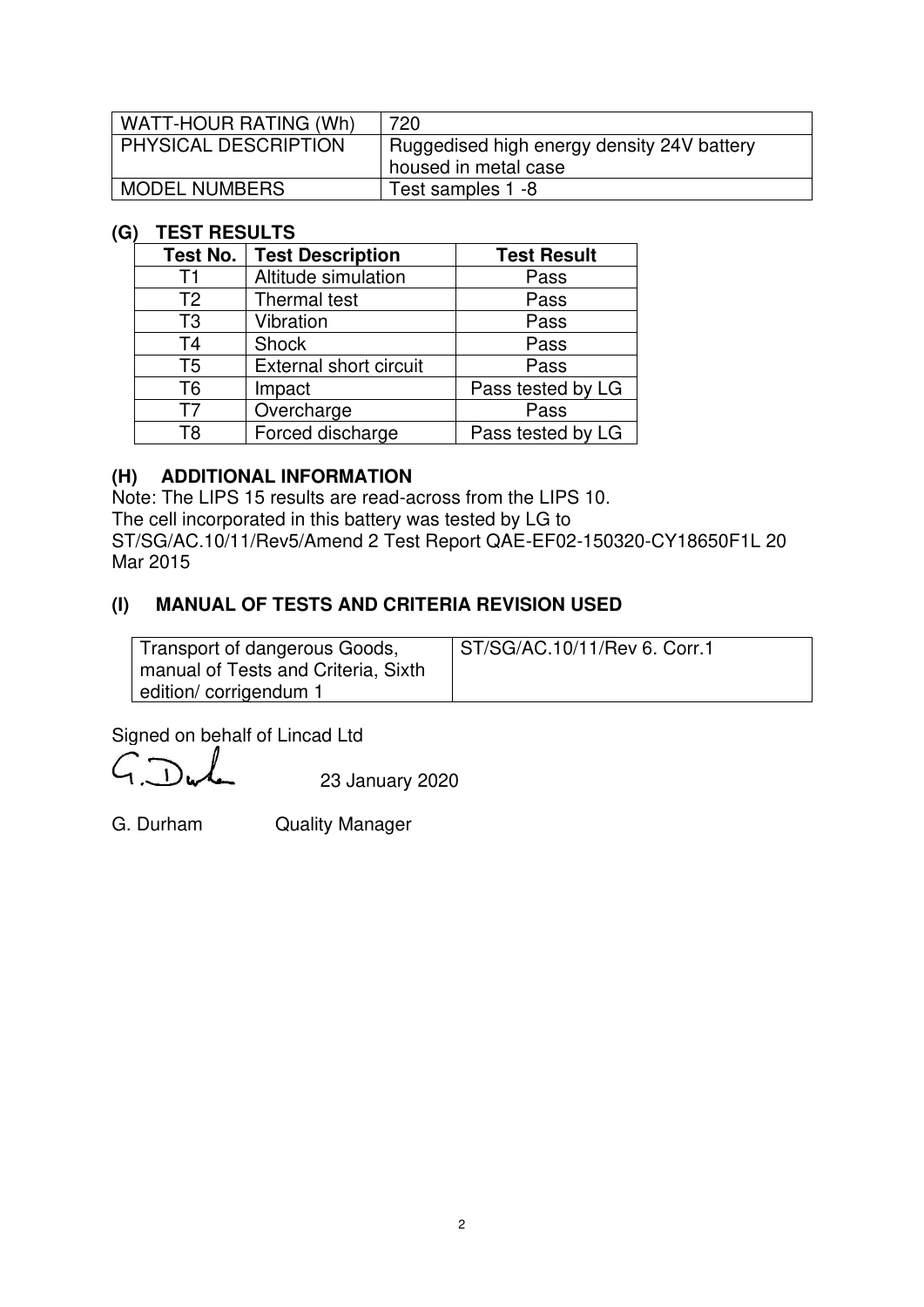| | |
|---|---|
| WATT-HOUR RATING (Wh) | 720 |
| PHYSICAL DESCRIPTION | Ruggedised high energy density 24V battery housed in metal case |
| MODEL NUMBERS | Test samples 1 -8 |

## (G) TEST RESULTS

| Test No. | Test Description | Test Result |
|---|---|---|
| T1 | Altitude simulation | Pass |
| T2 | Thermal test | Pass |
| T3 | Vibration | Pass |
| T4 | Shock | Pass |
| T5 | External short circuit | Pass |
| T6 | Impact | Pass tested by LG |
| T7 | Overcharge | Pass |
| T8 | Forced discharge | Pass tested by LG |

## (H) ADDITIONAL INFORMATION

Note: The LIPS 15 results are read-across from the LIPS 10.
The cell incorporated in this battery was tested by LG to ST/SG/AC.10/11/Rev5/Amend 2 Test Report QAE-EF02-150320-CY18650F1L 20 Mar 2015

## (I) MANUAL OF TESTS AND CRITERIA REVISION USED

| | |
|---|---|
| Transport of dangerous Goods, manual of Tests and Criteria, Sixth edition/ corrigendum 1 | ST/SG/AC.10/11/Rev 6. Corr.1 |

Signed on behalf of Lincad Ltd

23 January 2020

G. Durham Quality Manager